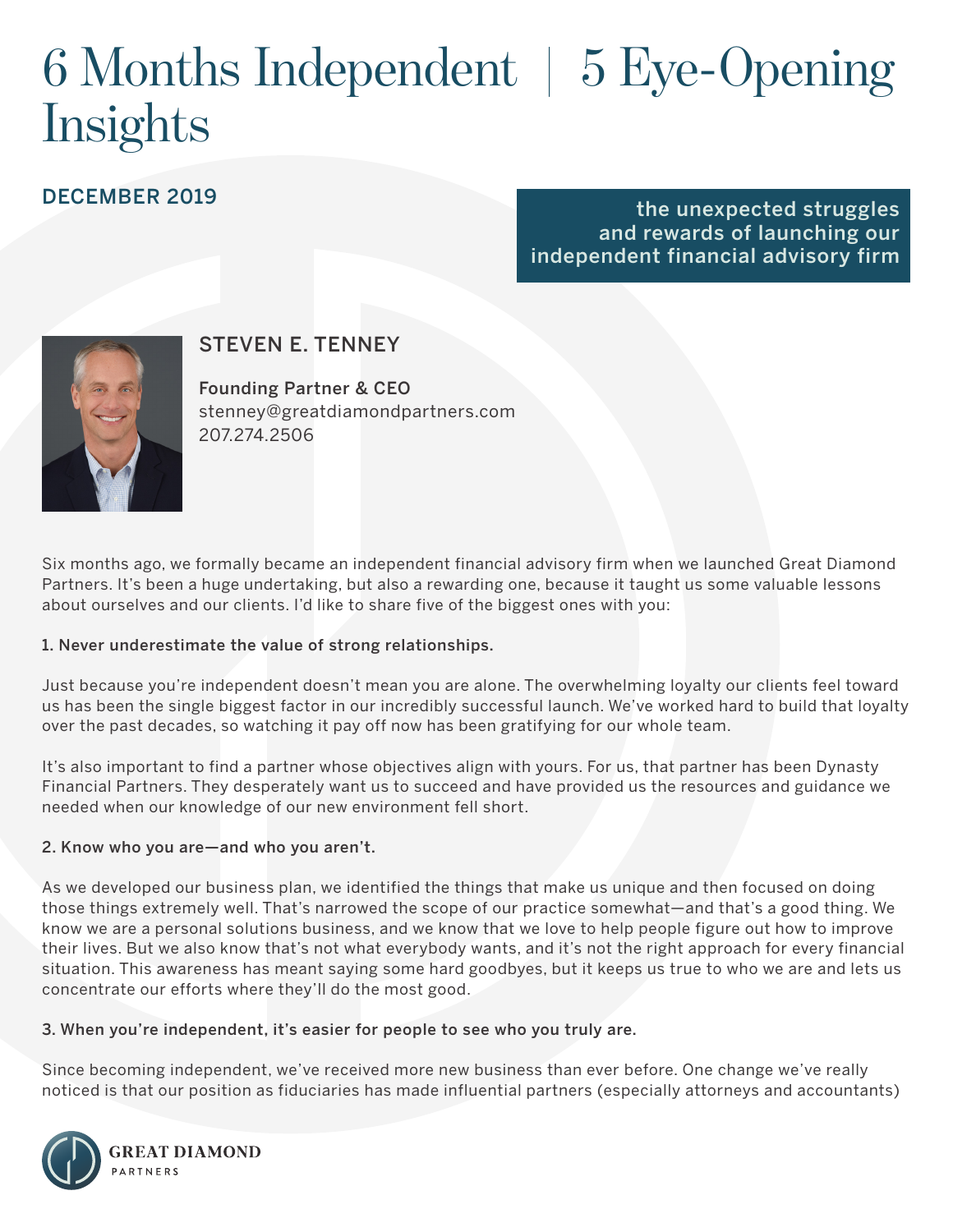# 6 Months Independent | 5 Eye-Opening Insights

DECEMBER 2019

**the unexpected struggles and rewards of launching our independent financial advisory firm**

## STEVEN E. TENNEY

**Founding Partner & CEO**
stenney@greatdiamondpartners.com
207.274.2506

Six months ago, we formally became an independent financial advisory firm when we launched Great Diamond Partners. It's been a huge undertaking, but also a rewarding one, because it taught us some valuable lessons about ourselves and our clients. I'd like to share five of the biggest ones with you:

**1. Never underestimate the value of strong relationships.**

Just because you're independent doesn't mean you are alone. The overwhelming loyalty our clients feel toward us has been the single biggest factor in our incredibly successful launch. We've worked hard to build that loyalty over the past decades, so watching it pay off now has been gratifying for our whole team.

It's also important to find a partner whose objectives align with yours. For us, that partner has been Dynasty Financial Partners. They desperately want us to succeed and have provided us the resources and guidance we needed when our knowledge of our new environment fell short.

**2. Know who you are—and who you aren't.**

As we developed our business plan, we identified the things that make us unique and then focused on doing those things extremely well. That's narrowed the scope of our practice somewhat—and that's a good thing. We know we are a personal solutions business, and we know that we love to help people figure out how to improve their lives. But we also know that's not what everybody wants, and it's not the right approach for every financial situation. This awareness has meant saying some hard goodbyes, but it keeps us true to who we are and lets us concentrate our efforts where they'll do the most good.

**3. When you're independent, it's easier for people to see who you truly are.**

Since becoming independent, we've received more new business than ever before. One change we've really noticed is that our position as fiduciaries has made influential partners (especially attorneys and accountants)

GREAT DIAMOND PARTNERS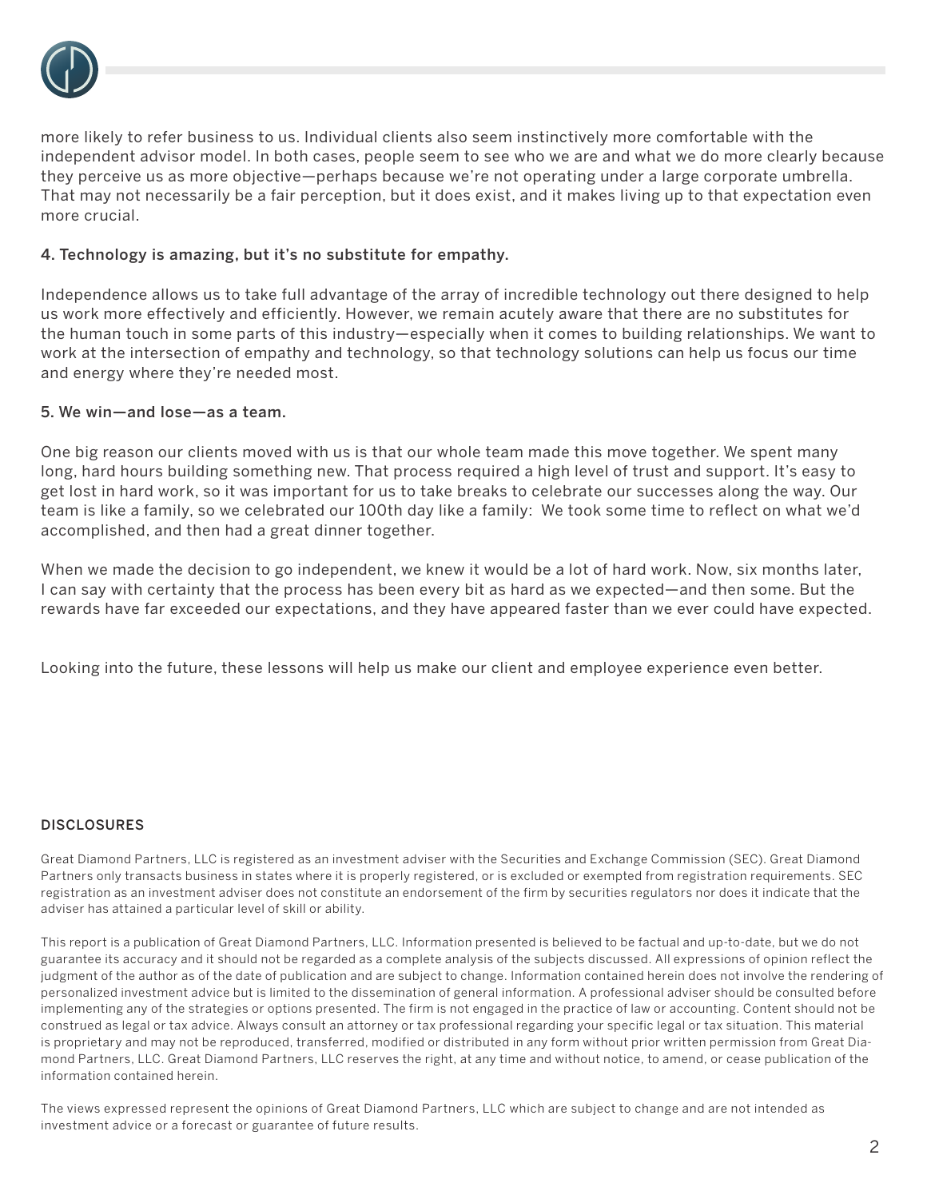more likely to refer business to us. Individual clients also seem instinctively more comfortable with the independent advisor model. In both cases, people seem to see who we are and what we do more clearly because they perceive us as more objective—perhaps because we're not operating under a large corporate umbrella. That may not necessarily be a fair perception, but it does exist, and it makes living up to that expectation even more crucial.

### 4. Technology is amazing, but it's no substitute for empathy.

Independence allows us to take full advantage of the array of incredible technology out there designed to help us work more effectively and efficiently. However, we remain acutely aware that there are no substitutes for the human touch in some parts of this industry—especially when it comes to building relationships. We want to work at the intersection of empathy and technology, so that technology solutions can help us focus our time and energy where they're needed most.

### 5. We win—and lose—as a team.

One big reason our clients moved with us is that our whole team made this move together. We spent many long, hard hours building something new. That process required a high level of trust and support. It's easy to get lost in hard work, so it was important for us to take breaks to celebrate our successes along the way. Our team is like a family, so we celebrated our 100th day like a family: We took some time to reflect on what we'd accomplished, and then had a great dinner together.

When we made the decision to go independent, we knew it would be a lot of hard work. Now, six months later, I can say with certainty that the process has been every bit as hard as we expected—and then some. But the rewards have far exceeded our expectations, and they have appeared faster than we ever could have expected.

Looking into the future, these lessons will help us make our client and employee experience even better.

#### DISCLOSURES

Great Diamond Partners, LLC is registered as an investment adviser with the Securities and Exchange Commission (SEC). Great Diamond Partners only transacts business in states where it is properly registered, or is excluded or exempted from registration requirements. SEC registration as an investment adviser does not constitute an endorsement of the firm by securities regulators nor does it indicate that the adviser has attained a particular level of skill or ability.

This report is a publication of Great Diamond Partners, LLC. Information presented is believed to be factual and up-to-date, but we do not guarantee its accuracy and it should not be regarded as a complete analysis of the subjects discussed. All expressions of opinion reflect the judgment of the author as of the date of publication and are subject to change. Information contained herein does not involve the rendering of personalized investment advice but is limited to the dissemination of general information. A professional adviser should be consulted before implementing any of the strategies or options presented. The firm is not engaged in the practice of law or accounting. Content should not be construed as legal or tax advice. Always consult an attorney or tax professional regarding your specific legal or tax situation. This material is proprietary and may not be reproduced, transferred, modified or distributed in any form without prior written permission from Great Diamond Partners, LLC. Great Diamond Partners, LLC reserves the right, at any time and without notice, to amend, or cease publication of the information contained herein.

The views expressed represent the opinions of Great Diamond Partners, LLC which are subject to change and are not intended as investment advice or a forecast or guarantee of future results.